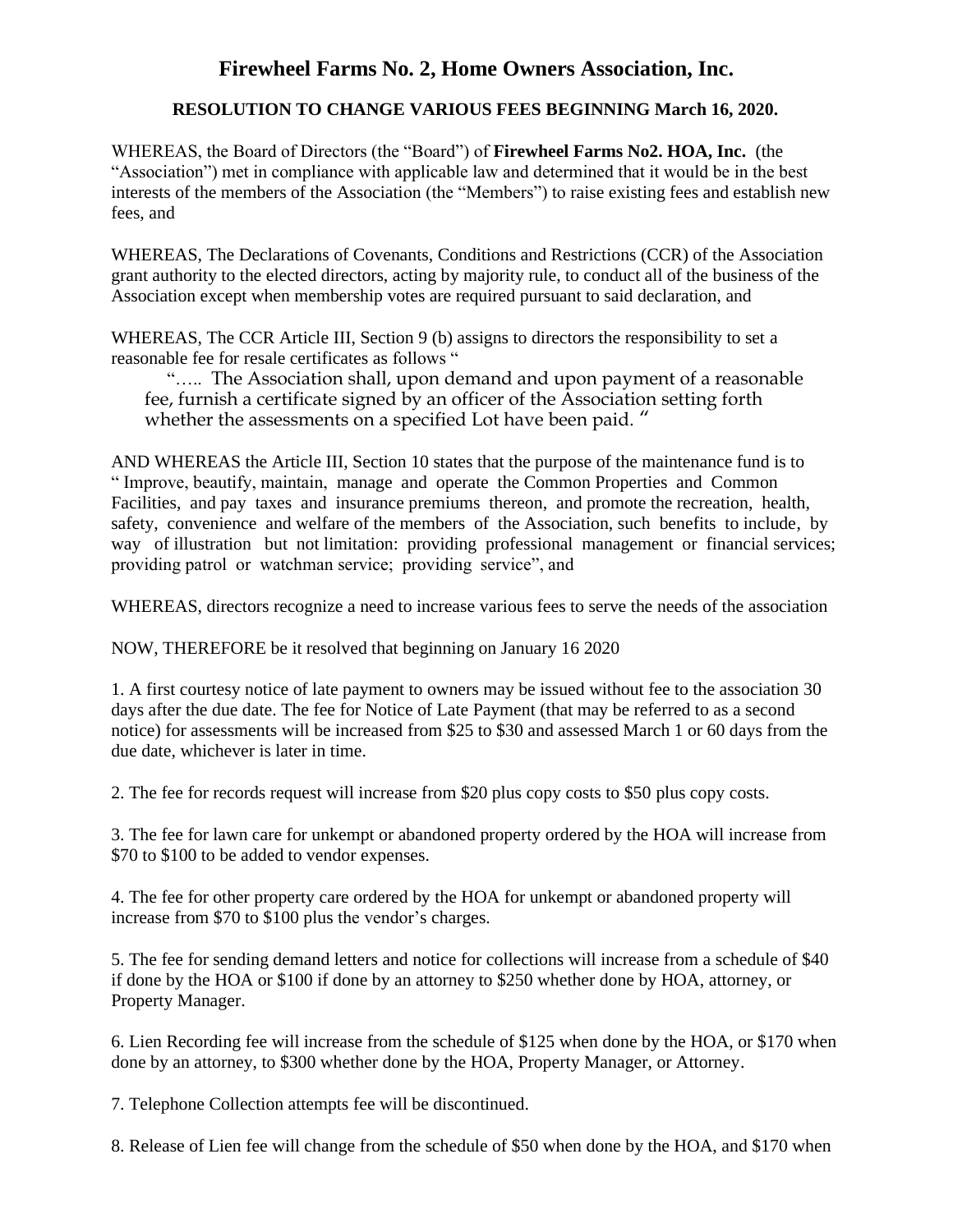# Firewheel Farms No. 2, Home Owners Association, Inc.

## RESOLUTION TO CHANGE VARIOUS FEES BEGINNING March 16, 2020.

WHEREAS, the Board of Directors (the "Board") of **Firewheel Farms No2. HOA, Inc.** (the "Association") met in compliance with applicable law and determined that it would be in the best interests of the members of the Association (the "Members") to raise existing fees and establish new fees, and

WHEREAS, The Declarations of Covenants, Conditions and Restrictions (CCR) of the Association grant authority to the elected directors, acting by majority rule, to conduct all of the business of the Association except when membership votes are required pursuant to said declaration, and

WHEREAS, The CCR Article III, Section 9 (b) assigns to directors the responsibility to set a reasonable fee for resale certificates as follows "

> "….. The Association shall, upon demand and upon payment of a reasonable fee, furnish a certificate signed by an officer of the Association setting forth whether the assessments on a specified Lot have been paid. "

AND WHEREAS the Article III, Section 10 states that the purpose of the maintenance fund is to " Improve, beautify, maintain, manage and operate the Common Properties and Common Facilities, and pay taxes and insurance premiums thereon, and promote the recreation, health, safety, convenience and welfare of the members of the Association, such benefits to include, by way of illustration but not limitation: providing professional management or financial services; providing patrol or watchman service; providing service", and

WHEREAS, directors recognize a need to increase various fees to serve the needs of the association

NOW, THEREFORE be it resolved that beginning on January 16 2020

1. A first courtesy notice of late payment to owners may be issued without fee to the association 30 days after the due date. The fee for Notice of Late Payment (that may be referred to as a second notice) for assessments will be increased from $25 to $30 and assessed March 1 or 60 days from the due date, whichever is later in time.

2. The fee for records request will increase from $20 plus copy costs to $50 plus copy costs.

3. The fee for lawn care for unkempt or abandoned property ordered by the HOA will increase from $70 to $100 to be added to vendor expenses.

4. The fee for other property care ordered by the HOA for unkempt or abandoned property will increase from $70 to $100 plus the vendor's charges.

5. The fee for sending demand letters and notice for collections will increase from a schedule of $40 if done by the HOA or $100 if done by an attorney to $250 whether done by HOA, attorney, or Property Manager.

6. Lien Recording fee will increase from the schedule of $125 when done by the HOA, or $170 when done by an attorney, to $300 whether done by the HOA, Property Manager, or Attorney.

7. Telephone Collection attempts fee will be discontinued.

8. Release of Lien fee will change from the schedule of $50 when done by the HOA, and $170 when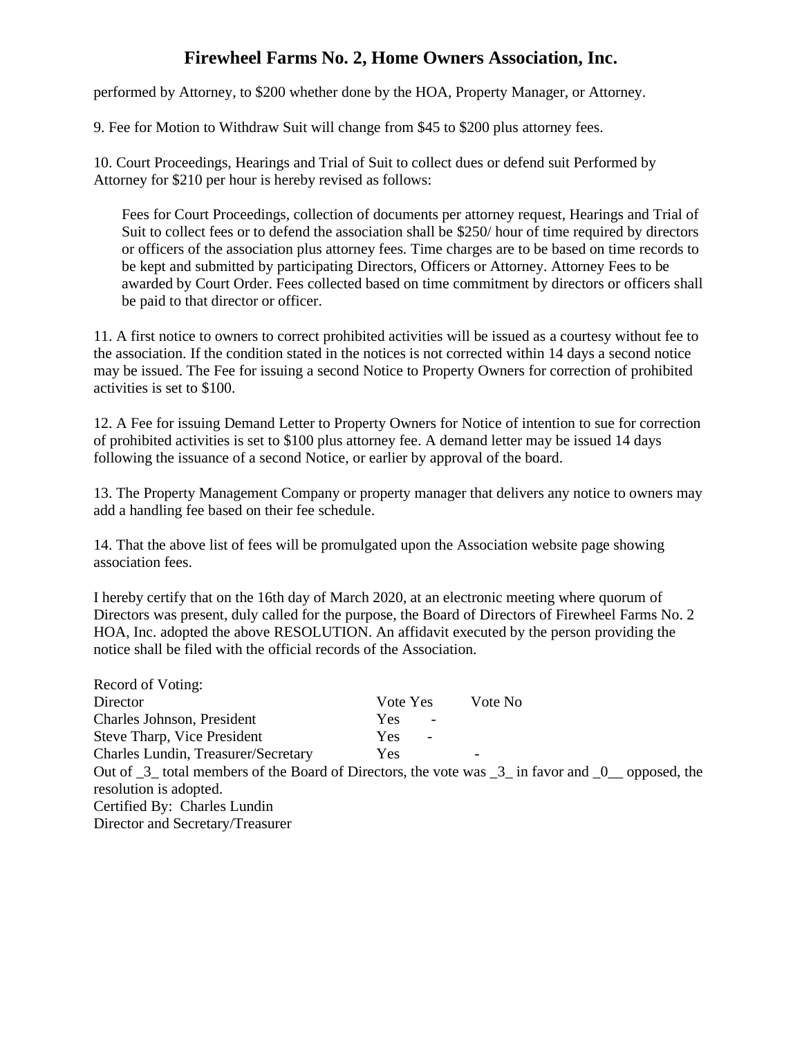performed by Attorney, to $200 whether done by the HOA, Property Manager, or Attorney.

9. Fee for Motion to Withdraw Suit will change from $45 to $200 plus attorney fees.

10. Court Proceedings, Hearings and Trial of Suit to collect dues or defend suit Performed by Attorney for $210 per hour is hereby revised as follows:

> Fees for Court Proceedings, collection of documents per attorney request, Hearings and Trial of Suit to collect fees or to defend the association shall be $250/ hour of time required by directors or officers of the association plus attorney fees. Time charges are to be based on time records to be kept and submitted by participating Directors, Officers or Attorney. Attorney Fees to be awarded by Court Order. Fees collected based on time commitment by directors or officers shall be paid to that director or officer.

11. A first notice to owners to correct prohibited activities will be issued as a courtesy without fee to the association. If the condition stated in the notices is not corrected within 14 days a second notice may be issued. The Fee for issuing a second Notice to Property Owners for correction of prohibited activities is set to $100.

12. A Fee for issuing Demand Letter to Property Owners for Notice of intention to sue for correction of prohibited activities is set to $100 plus attorney fee. A demand letter may be issued 14 days following the issuance of a second Notice, or earlier by approval of the board.

13. The Property Management Company or property manager that delivers any notice to owners may add a handling fee based on their fee schedule.

14. That the above list of fees will be promulgated upon the Association website page showing association fees.

I hereby certify that on the 16th day of March 2020, at an electronic meeting where quorum of Directors was present, duly called for the purpose, the Board of Directors of Firewheel Farms No. 2 HOA, Inc. adopted the above RESOLUTION. An affidavit executed by the person providing the notice shall be filed with the official records of the Association.

Record of Voting:

| Director | Vote Yes | Vote No |
|---|---|---|
| Charles Johnson, President | Yes | - |
| Steve Tharp, Vice President | Yes | - |
| Charles Lundin, Treasurer/Secretary | Yes | - |

Out of _3_ total members of the Board of Directors, the vote was _3_ in favor and _0__ opposed, the resolution is adopted.

Certified By: Charles Lundin
Director and Secretary/Treasurer